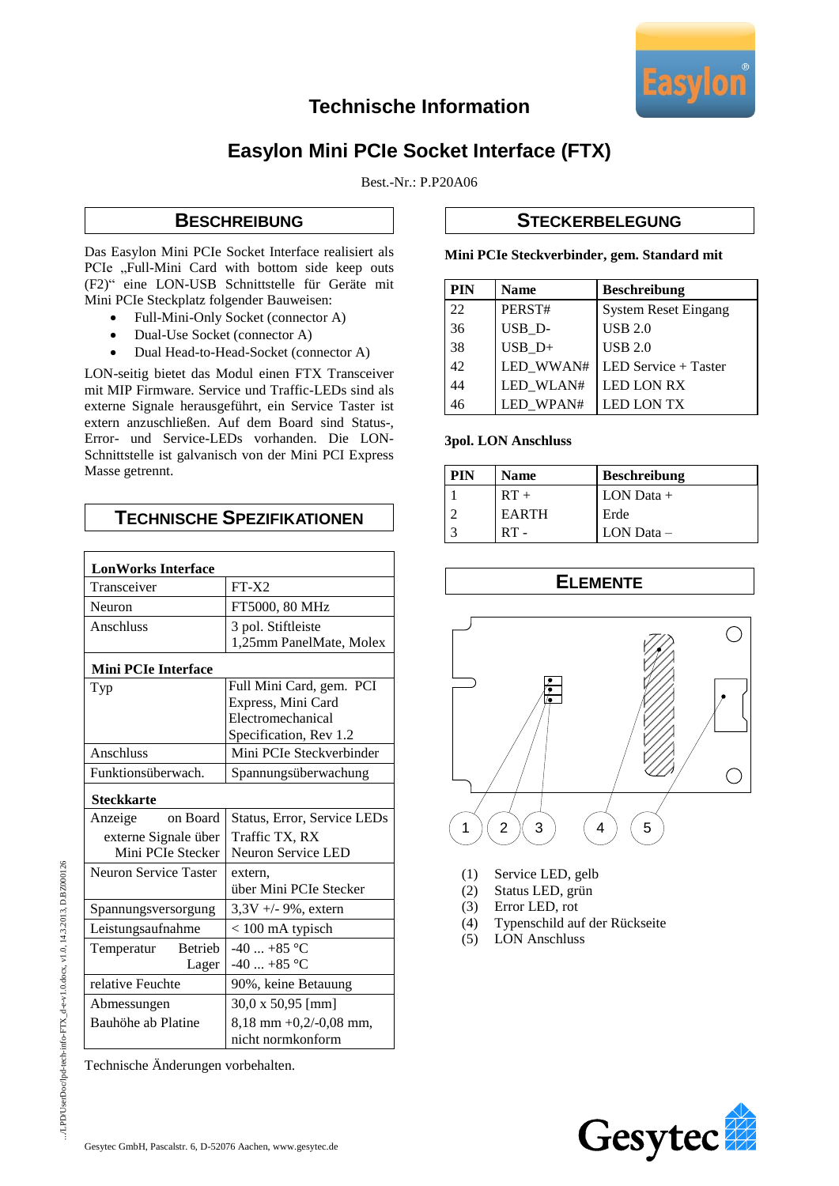# Technische Information

## Easylon Mini PCIe Socket Interface (FTX)

Best.-Nr.: P.P20A06

### Beschreibung

Das Easylon Mini PCIe Socket Interface realisiert als PCIe „Full-Mini Card with bottom side keep outs (F2)“ eine LON-USB Schnittstelle für Geräte mit Mini PCIe Steckplatz folgender Bauweisen:

- Full-Mini-Only Socket (connector A)
- Dual-Use Socket (connector A)
- Dual Head-to-Head-Socket (connector A)

LON-seitig bietet das Modul einen FTX Transceiver mit MIP Firmware. Service und Traffic-LEDs sind als externe Signale herausgeführt, ein Service Taster ist extern anzuschließen. Auf dem Board sind Status-, Error- und Service-LEDs vorhanden. Die LON-Schnittstelle ist galvanisch von der Mini PCI Express Masse getrennt.

### Technische Spezifikationen

| **LonWorks Interface** | |
|---|---|
| Transceiver | FT-X2 |
| Neuron | FT5000, 80 MHz |
| Anschluss | 3 pol. Stiftleiste 1,25mm PanelMate, Molex |
| **Mini PCIe Interface** | |
| Typ | Full Mini Card, gem. PCI Express, Mini Card Electromechanical Specification, Rev 1.2 |
| Anschluss | Mini PCIe Steckverbinder |
| Funktionsüberwach. | Spannungsüberwachung |
| **Steckkarte** | |
| Anzeige on Board | Status, Error, Service LEDs |
| externe Signale über Mini PCIe Stecker | Traffic TX, RX Neuron Service LED |
| Neuron Service Taster | extern, über Mini PCIe Stecker |
| Spannungsversorgung | 3,3V +/- 9%, extern |
| Leistungsaufnahme | < 100 mA typisch |
| Temperatur Betrieb / Lager | -40 ... +85 °C / -40 ... +85 °C |
| relative Feuchte | 90%, keine Betauung |
| Abmessungen | 30,0 x 50,95 [mm] |
| Bauhöhe ab Platine | 8,18 mm +0,2/-0,08 mm, nicht normkonform |

Technische Änderungen vorbehalten.

### Steckerbelegung

**Mini PCIe Steckverbinder, gem. Standard mit**

| PIN | Name | Beschreibung |
|---|---|---|
| 22 | PERST# | System Reset Eingang |
| 36 | USB_D- | USB 2.0 |
| 38 | USB_D+ | USB 2.0 |
| 42 | LED_WWAN# | LED Service + Taster |
| 44 | LED_WLAN# | LED LON RX |
| 46 | LED_WPAN# | LED LON TX |

**3pol. LON Anschluss**

| PIN | Name | Beschreibung |
|---|---|---|
| 1 | RT + | LON Data + |
| 2 | EARTH | Erde |
| 3 | RT - | LON Data – |

### Elemente

(1) Service LED, gelb
(2) Status LED, grün
(3) Error LED, rot
(4) Typenschild auf der Rückseite
(5) LON Anschluss

Gesytec GmbH, Pascalstr. 6, D-52076 Aachen, www.gesytec.de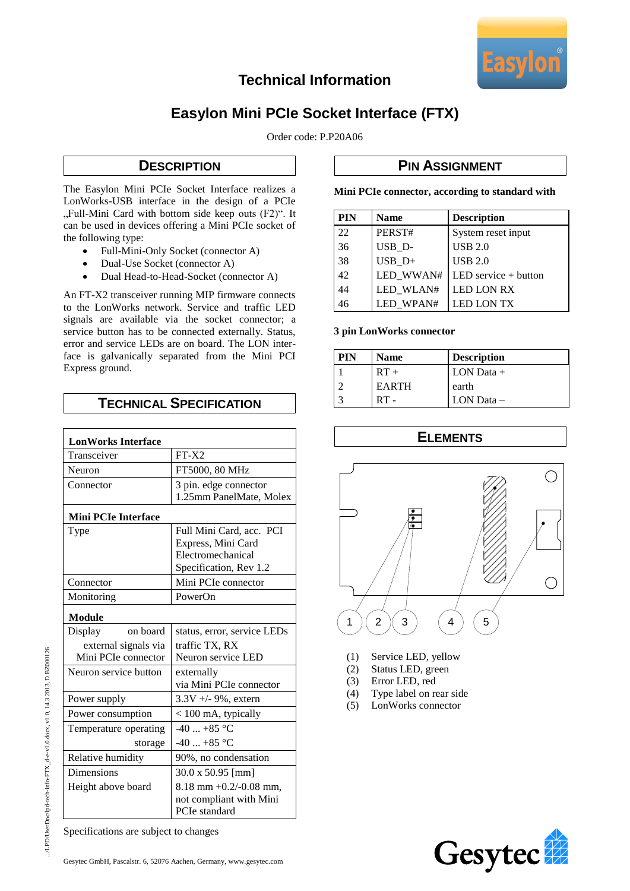# Technical Information

## Easylon Mini PCIe Socket Interface (FTX)

Order code: P.P20A06

## Description

The Easylon Mini PCIe Socket Interface realizes a LonWorks-USB interface in the design of a PCIe „Full-Mini Card with bottom side keep outs (F2)". It can be used in devices offering a Mini PCIe socket of the following type:

- Full-Mini-Only Socket (connector A)
- Dual-Use Socket (connector A)
- Dual Head-to-Head-Socket (connector A)

An FT-X2 transceiver running MIP firmware connects to the LonWorks network. Service and traffic LED signals are available via the socket connector; a service button has to be connected externally. Status, error and service LEDs are on board. The LON interface is galvanically separated from the Mini PCI Express ground.

## Technical Specification

| | |
|---|---|
| **LonWorks Interface** | |
| Transceiver | FT-X2 |
| Neuron | FT5000, 80 MHz |
| Connector | 3 pin. edge connector 1.25mm PanelMate, Molex |
| **Mini PCIe Interface** | |
| Type | Full Mini Card, acc. PCI Express, Mini Card Electromechanical Specification, Rev 1.2 |
| Connector | Mini PCIe connector |
| Monitoring | PowerOn |
| **Module** | |
| Display on board | status, error, service LEDs |
| external signals via Mini PCIe connector | traffic TX, RX Neuron service LED |
| Neuron service button | externally via Mini PCIe connector |
| Power supply | 3.3V +/- 9%, extern |
| Power consumption | < 100 mA, typically |
| Temperature operating | -40 ... +85 °C |
| storage | -40 ... +85 °C |
| Relative humidity | 90%, no condensation |
| Dimensions | 30.0 x 50.95 [mm] |
| Height above board | 8.18 mm +0.2/-0.08 mm, not compliant with Mini PCIe standard |

Specifications are subject to changes

## Pin Assignment

**Mini PCIe connector, according to standard with**

| PIN | Name | Description |
|---|---|---|
| 22 | PERST# | System reset input |
| 36 | USB_D- | USB 2.0 |
| 38 | USB_D+ | USB 2.0 |
| 42 | LED_WWAN# | LED service + button |
| 44 | LED_WLAN# | LED LON RX |
| 46 | LED_WPAN# | LED LON TX |

**3 pin LonWorks connector**

| PIN | Name | Description |
|---|---|---|
| 1 | RT + | LON Data + |
| 2 | EARTH | earth |
| 3 | RT - | LON Data – |

## Elements

1 2 3 4 5

(1) Service LED, yellow
(2) Status LED, green
(3) Error LED, red
(4) Type label on rear side
(5) LonWorks connector

Gesytec GmbH, Pascalstr. 6, 52076 Aachen, Germany, www.gesytec.com